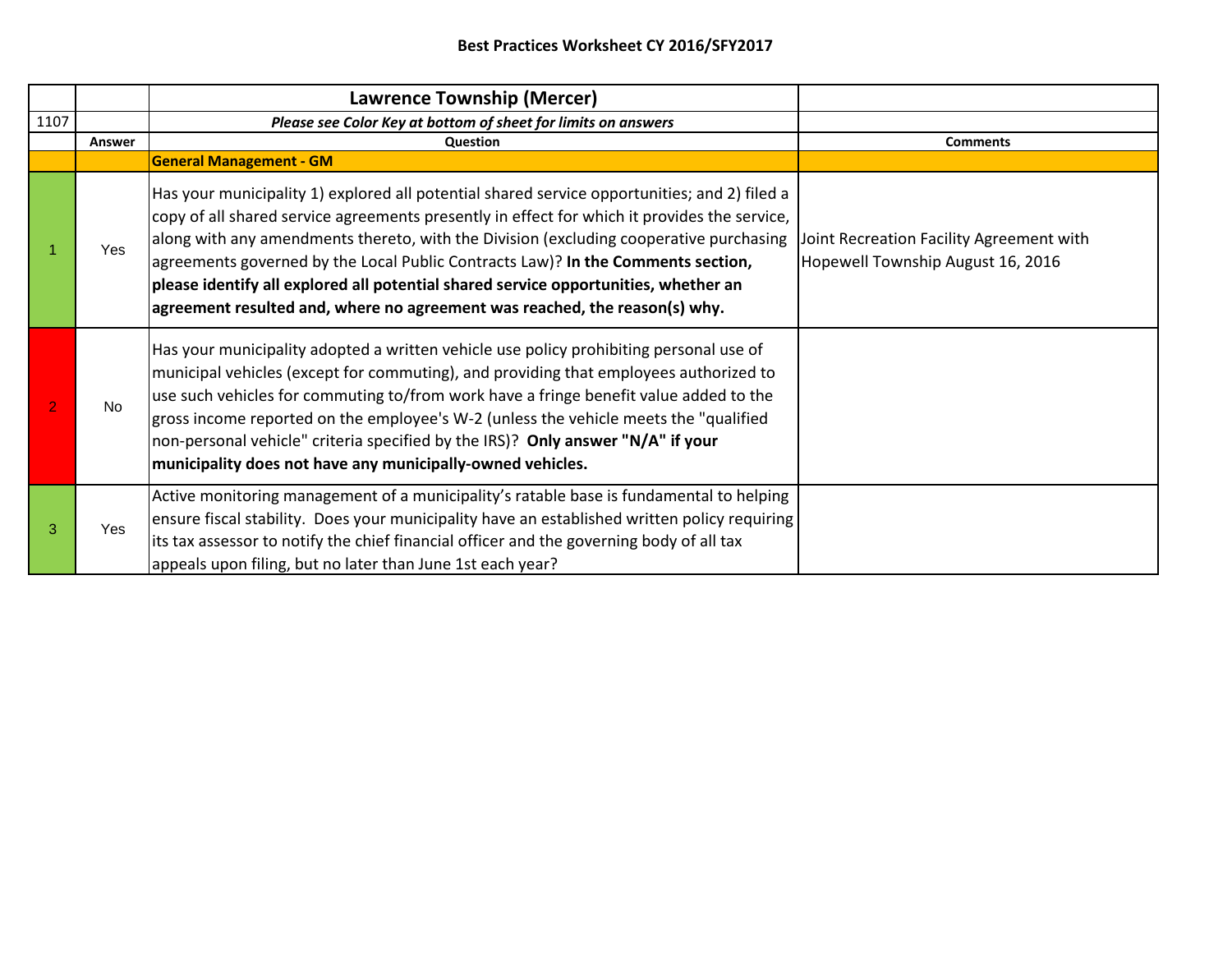# Best Practices Worksheet CY 2016/SFY2017

| | | Lawrence Township (Mercer) | |
|---|---|---|---|
| 1107 | | ***Please see Color Key at bottom of sheet for limits on answers*** | |
| | **Answer** | **Question** | **Comments** |
| | | **General Management - GM** | |
| 1 | Yes | Has your municipality 1) explored all potential shared service opportunities; and 2) filed a copy of all shared service agreements presently in effect for which it provides the service, along with any amendments thereto, with the Division (excluding cooperative purchasing agreements governed by the Local Public Contracts Law)? **In the Comments section, please identify all explored all potential shared service opportunities, whether an agreement resulted and, where no agreement was reached, the reason(s) why.** | Joint Recreation Facility Agreement with Hopewell Township August 16, 2016 |
| 2 | No | Has your municipality adopted a written vehicle use policy prohibiting personal use of municipal vehicles (except for commuting), and providing that employees authorized to use such vehicles for commuting to/from work have a fringe benefit value added to the gross income reported on the employee's W-2 (unless the vehicle meets the "qualified non-personal vehicle" criteria specified by the IRS)? **Only answer "N/A" if your municipality does not have any municipally-owned vehicles.** | |
| 3 | Yes | Active monitoring management of a municipality's ratable base is fundamental to helping ensure fiscal stability. Does your municipality have an established written policy requiring its tax assessor to notify the chief financial officer and the governing body of all tax appeals upon filing, but no later than June 1st each year? | |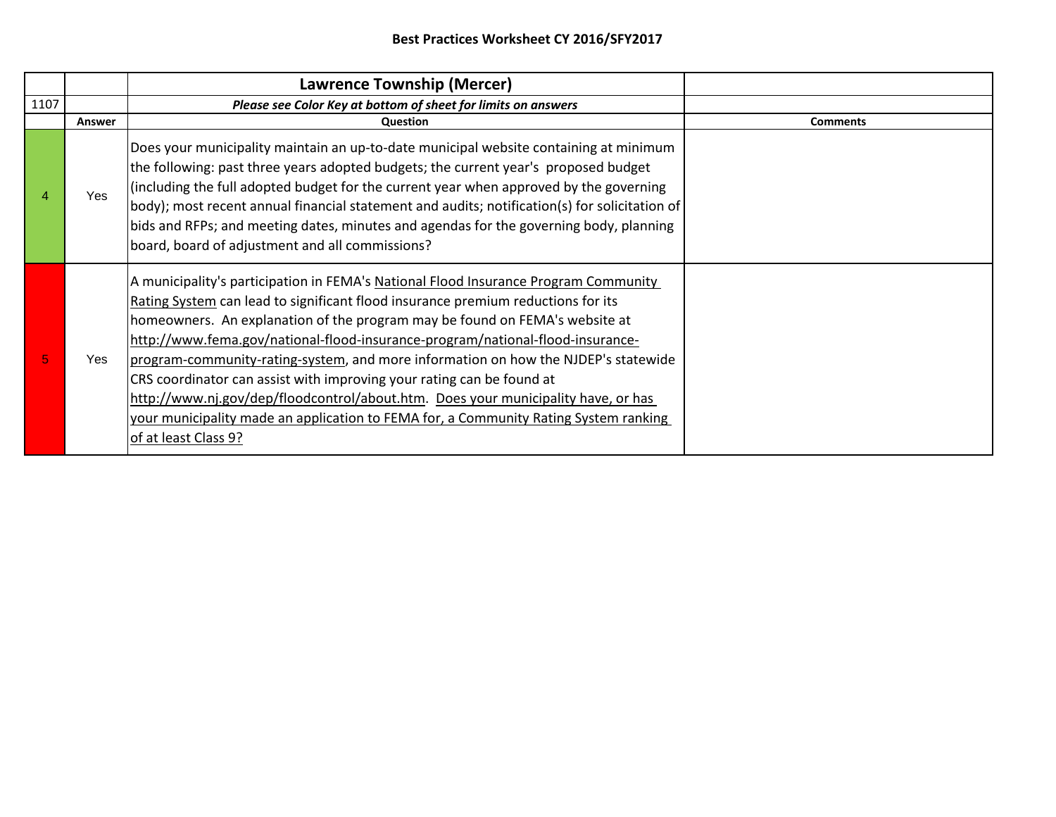**Best Practices Worksheet CY 2016/SFY2017**

| | | **Lawrence Township (Mercer)** | |
|---|---|---|---|
| 1107 | | ***Please see Color Key at bottom of sheet for limits on answers*** | |
| | **Answer** | **Question** | **Comments** |
| 4 | Yes | Does your municipality maintain an up-to-date municipal website containing at minimum the following: past three years adopted budgets; the current year's proposed budget (including the full adopted budget for the current year when approved by the governing body); most recent annual financial statement and audits; notification(s) for solicitation of bids and RFPs; and meeting dates, minutes and agendas for the governing body, planning board, board of adjustment and all commissions? | |
| 5 | Yes | A municipality's participation in FEMA's National Flood Insurance Program Community Rating System can lead to significant flood insurance premium reductions for its homeowners. An explanation of the program may be found on FEMA's website at http://www.fema.gov/national-flood-insurance-program/national-flood-insurance-program-community-rating-system, and more information on how the NJDEP's statewide CRS coordinator can assist with improving your rating can be found at http://www.nj.gov/dep/floodcontrol/about.htm. Does your municipality have, or has your municipality made an application to FEMA for, a Community Rating System ranking of at least Class 9? | |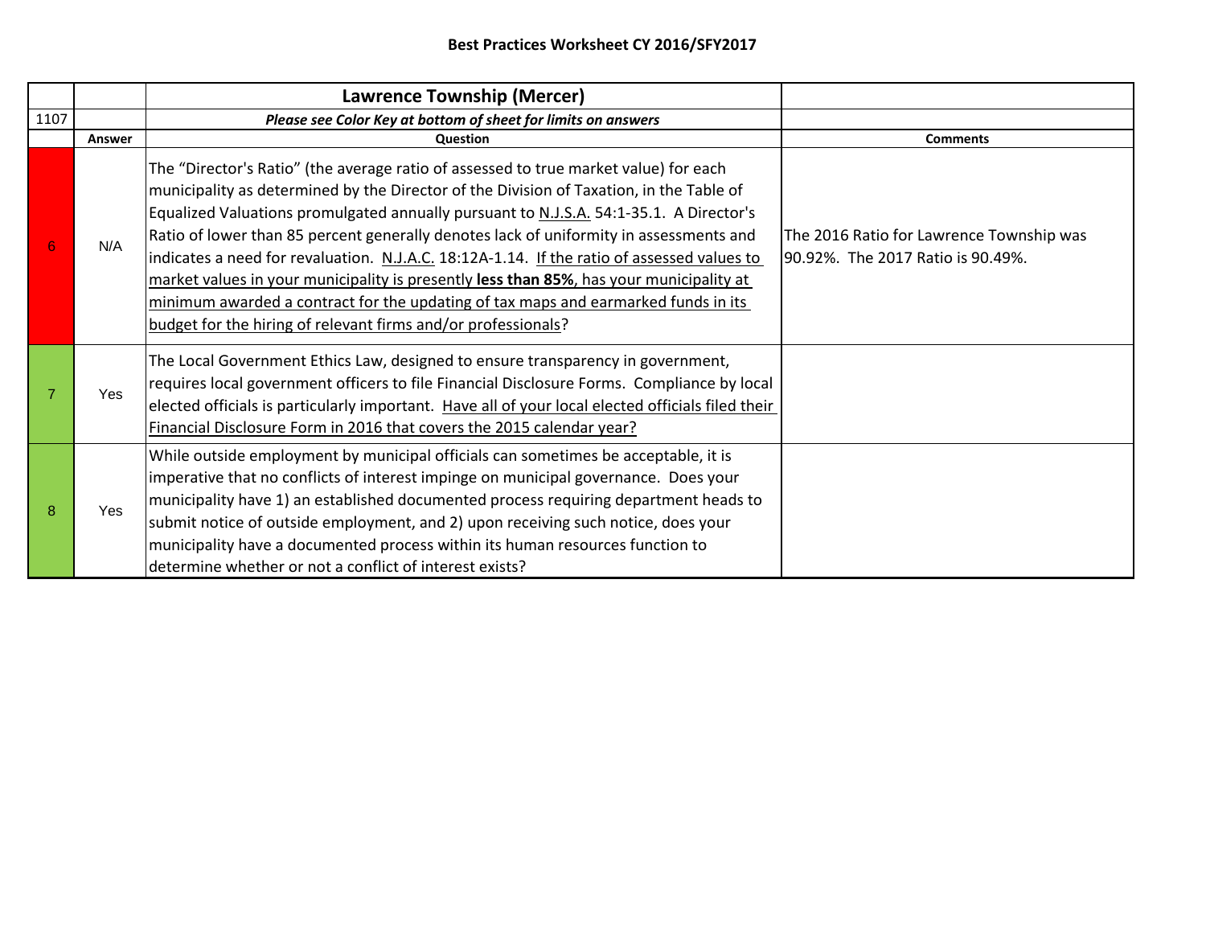**Best Practices Worksheet CY 2016/SFY2017**

| | | **Lawrence Township (Mercer)** | |
|---|---|---|---|
| 1107 | | ***Please see Color Key at bottom of sheet for limits on answers*** | |
| | **Answer** | **Question** | **Comments** |
| 6 | N/A | The "Director's Ratio" (the average ratio of assessed to true market value) for each municipality as determined by the Director of the Division of Taxation, in the Table of Equalized Valuations promulgated annually pursuant to N.J.S.A. 54:1-35.1. A Director's Ratio of lower than 85 percent generally denotes lack of uniformity in assessments and indicates a need for revaluation. N.J.A.C. 18:12A-1.14. If the ratio of assessed values to market values in your municipality is presently **less than 85%**, has your municipality at minimum awarded a contract for the updating of tax maps and earmarked funds in its budget for the hiring of relevant firms and/or professionals? | The 2016 Ratio for Lawrence Township was 90.92%. The 2017 Ratio is 90.49%. |
| 7 | Yes | The Local Government Ethics Law, designed to ensure transparency in government, requires local government officers to file Financial Disclosure Forms. Compliance by local elected officials is particularly important. Have all of your local elected officials filed their Financial Disclosure Form in 2016 that covers the 2015 calendar year? | |
| 8 | Yes | While outside employment by municipal officials can sometimes be acceptable, it is imperative that no conflicts of interest impinge on municipal governance. Does your municipality have 1) an established documented process requiring department heads to submit notice of outside employment, and 2) upon receiving such notice, does your municipality have a documented process within its human resources function to determine whether or not a conflict of interest exists? | |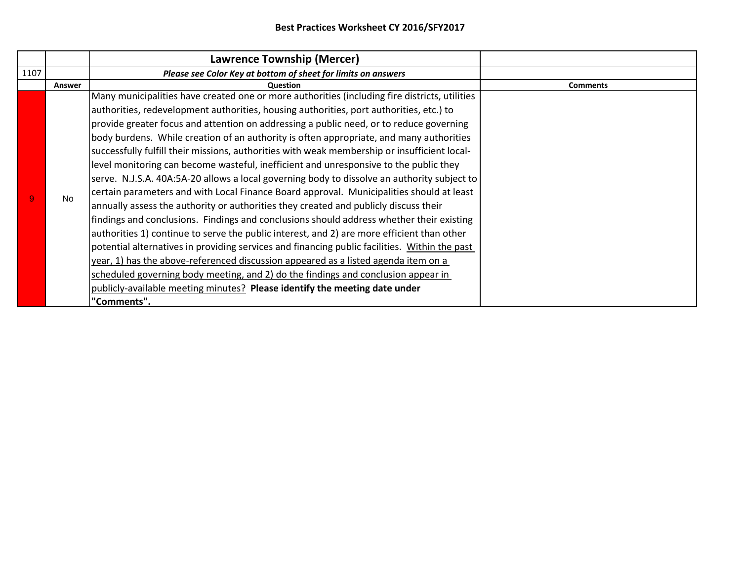# Best Practices Worksheet CY 2016/SFY2017

| | | Lawrence Township (Mercer) | |
|---|---|---|---|
| 1107 | | ***Please see Color Key at bottom of sheet for limits on answers*** | |
| | **Answer** | **Question** | **Comments** |
| 9 | No | Many municipalities have created one or more authorities (including fire districts, utilities authorities, redevelopment authorities, housing authorities, port authorities, etc.) to provide greater focus and attention on addressing a public need, or to reduce governing body burdens. While creation of an authority is often appropriate, and many authorities successfully fulfill their missions, authorities with weak membership or insufficient local-level monitoring can become wasteful, inefficient and unresponsive to the public they serve. N.J.S.A. 40A:5A-20 allows a local governing body to dissolve an authority subject to certain parameters and with Local Finance Board approval. Municipalities should at least annually assess the authority or authorities they created and publicly discuss their findings and conclusions. Findings and conclusions should address whether their existing authorities 1) continue to serve the public interest, and 2) are more efficient than other potential alternatives in providing services and financing public facilities. Within the past year, 1) has the above-referenced discussion appeared as a listed agenda item on a scheduled governing body meeting, and 2) do the findings and conclusion appear in publicly-available meeting minutes? **Please identify the meeting date under "Comments".** | |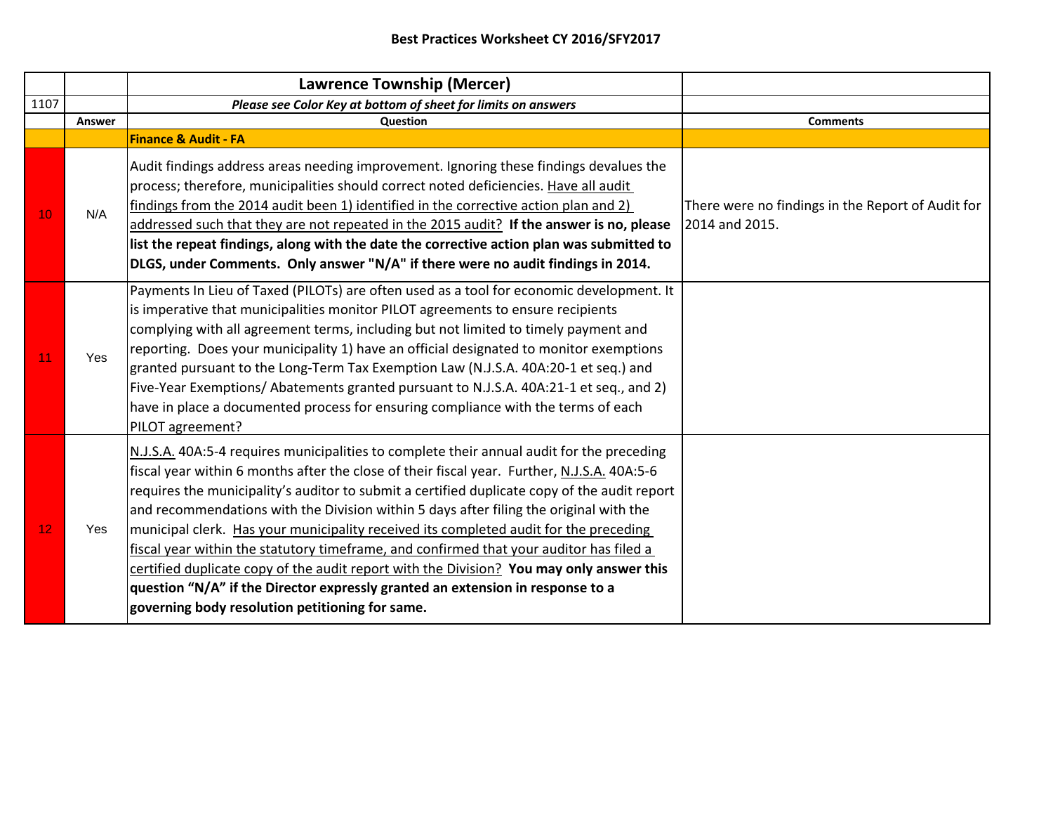## Best Practices Worksheet CY 2016/SFY2017

| | | **Lawrence Township (Mercer)** | |
|---|---|---|---|
| 1107 | | ***Please see Color Key at bottom of sheet for limits on answers*** | |
| | **Answer** | **Question** | **Comments** |
| | | **Finance & Audit - FA** | |
| 10 | N/A | Audit findings address areas needing improvement. Ignoring these findings devalues the process; therefore, municipalities should correct noted deficiencies. Have all audit findings from the 2014 audit been 1) identified in the corrective action plan and 2) addressed such that they are not repeated in the 2015 audit? **If the answer is no, please list the repeat findings, along with the date the corrective action plan was submitted to DLGS, under Comments. Only answer "N/A" if there were no audit findings in 2014.** | There were no findings in the Report of Audit for 2014 and 2015. |
| 11 | Yes | Payments In Lieu of Taxed (PILOTs) are often used as a tool for economic development. It is imperative that municipalities monitor PILOT agreements to ensure recipients complying with all agreement terms, including but not limited to timely payment and reporting. Does your municipality 1) have an official designated to monitor exemptions granted pursuant to the Long-Term Tax Exemption Law (N.J.S.A. 40A:20-1 et seq.) and Five-Year Exemptions/ Abatements granted pursuant to N.J.S.A. 40A:21-1 et seq., and 2) have in place a documented process for ensuring compliance with the terms of each PILOT agreement? | |
| 12 | Yes | N.J.S.A. 40A:5-4 requires municipalities to complete their annual audit for the preceding fiscal year within 6 months after the close of their fiscal year. Further, N.J.S.A. 40A:5-6 requires the municipality's auditor to submit a certified duplicate copy of the audit report and recommendations with the Division within 5 days after filing the original with the municipal clerk. Has your municipality received its completed audit for the preceding fiscal year within the statutory timeframe, and confirmed that your auditor has filed a certified duplicate copy of the audit report with the Division? **You may only answer this question "N/A" if the Director expressly granted an extension in response to a governing body resolution petitioning for same.** | |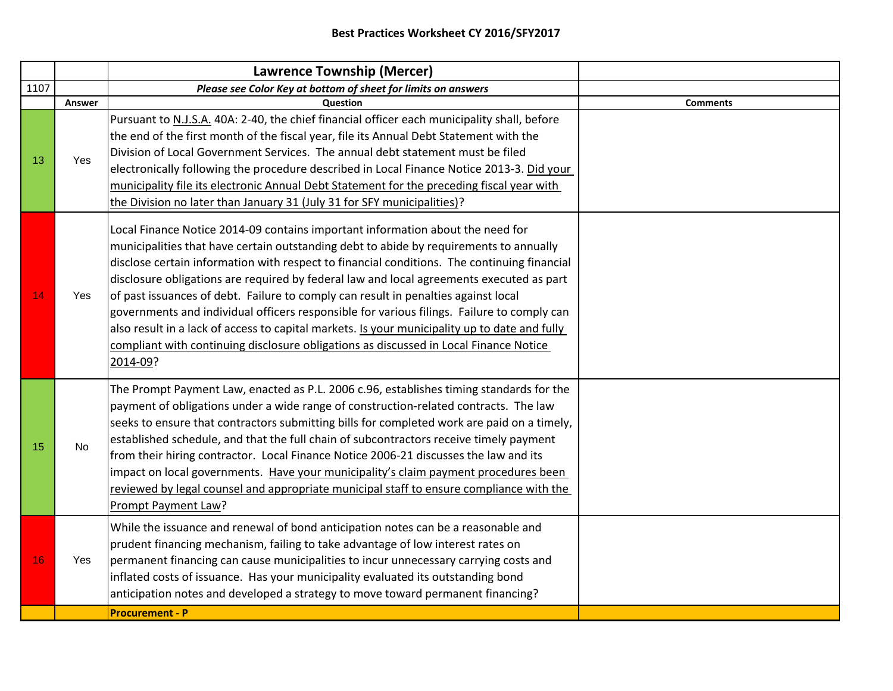## Best Practices Worksheet CY 2016/SFY2017

| | | **Lawrence Township (Mercer)** | |
|---|---|---|---|
| 1107 | | ***Please see Color Key at bottom of sheet for limits on answers*** | |
| | **Answer** | **Question** | **Comments** |
| 13 | Yes | Pursuant to N.J.S.A. 40A: 2-40, the chief financial officer each municipality shall, before the end of the first month of the fiscal year, file its Annual Debt Statement with the Division of Local Government Services. The annual debt statement must be filed electronically following the procedure described in Local Finance Notice 2013-3. Did your municipality file its electronic Annual Debt Statement for the preceding fiscal year with the Division no later than January 31 (July 31 for SFY municipalities)? | |
| 14 | Yes | Local Finance Notice 2014-09 contains important information about the need for municipalities that have certain outstanding debt to abide by requirements to annually disclose certain information with respect to financial conditions. The continuing financial disclosure obligations are required by federal law and local agreements executed as part of past issuances of debt. Failure to comply can result in penalties against local governments and individual officers responsible for various filings. Failure to comply can also result in a lack of access to capital markets. Is your municipality up to date and fully compliant with continuing disclosure obligations as discussed in Local Finance Notice 2014-09? | |
| 15 | No | The Prompt Payment Law, enacted as P.L. 2006 c.96, establishes timing standards for the payment of obligations under a wide range of construction-related contracts. The law seeks to ensure that contractors submitting bills for completed work are paid on a timely, established schedule, and that the full chain of subcontractors receive timely payment from their hiring contractor. Local Finance Notice 2006-21 discusses the law and its impact on local governments. Have your municipality's claim payment procedures been reviewed by legal counsel and appropriate municipal staff to ensure compliance with the Prompt Payment Law? | |
| 16 | Yes | While the issuance and renewal of bond anticipation notes can be a reasonable and prudent financing mechanism, failing to take advantage of low interest rates on permanent financing can cause municipalities to incur unnecessary carrying costs and inflated costs of issuance. Has your municipality evaluated its outstanding bond anticipation notes and developed a strategy to move toward permanent financing? | |
| | | **Procurement - P** | |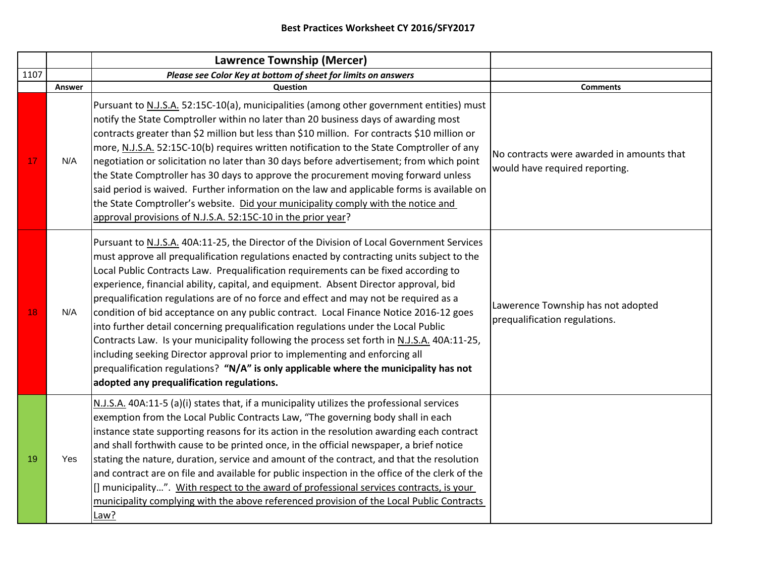**Best Practices Worksheet CY 2016/SFY2017**

| | | Lawrence Township (Mercer) | |
|---|---|---|---|
| 1107 | | ***Please see Color Key at bottom of sheet for limits on answers*** | |
| | **Answer** | **Question** | **Comments** |
| 17 | N/A | Pursuant to N.J.S.A. 52:15C-10(a), municipalities (among other government entities) must notify the State Comptroller within no later than 20 business days of awarding most contracts greater than $2 million but less than $10 million. For contracts $10 million or more, N.J.S.A. 52:15C-10(b) requires written notification to the State Comptroller of any negotiation or solicitation no later than 30 days before advertisement; from which point the State Comptroller has 30 days to approve the procurement moving forward unless said period is waived. Further information on the law and applicable forms is available on the State Comptroller's website. Did your municipality comply with the notice and approval provisions of N.J.S.A. 52:15C-10 in the prior year? | No contracts were awarded in amounts that would have required reporting. |
| 18 | N/A | Pursuant to N.J.S.A. 40A:11-25, the Director of the Division of Local Government Services must approve all prequalification regulations enacted by contracting units subject to the Local Public Contracts Law. Prequalification requirements can be fixed according to experience, financial ability, capital, and equipment. Absent Director approval, bid prequalification regulations are of no force and effect and may not be required as a condition of bid acceptance on any public contract. Local Finance Notice 2016-12 goes into further detail concerning prequalification regulations under the Local Public Contracts Law. Is your municipality following the process set forth in N.J.S.A. 40A:11-25, including seeking Director approval prior to implementing and enforcing all prequalification regulations? **"N/A" is only applicable where the municipality has not adopted any prequalification regulations.** | Lawerence Township has not adopted prequalification regulations. |
| 19 | Yes | N.J.S.A. 40A:11-5 (a)(i) states that, if a municipality utilizes the professional services exemption from the Local Public Contracts Law, "The governing body shall in each instance state supporting reasons for its action in the resolution awarding each contract and shall forthwith cause to be printed once, in the official newspaper, a brief notice stating the nature, duration, service and amount of the contract, and that the resolution and contract are on file and available for public inspection in the office of the clerk of the [] municipality…". With respect to the award of professional services contracts, is your municipality complying with the above referenced provision of the Local Public Contracts Law? | |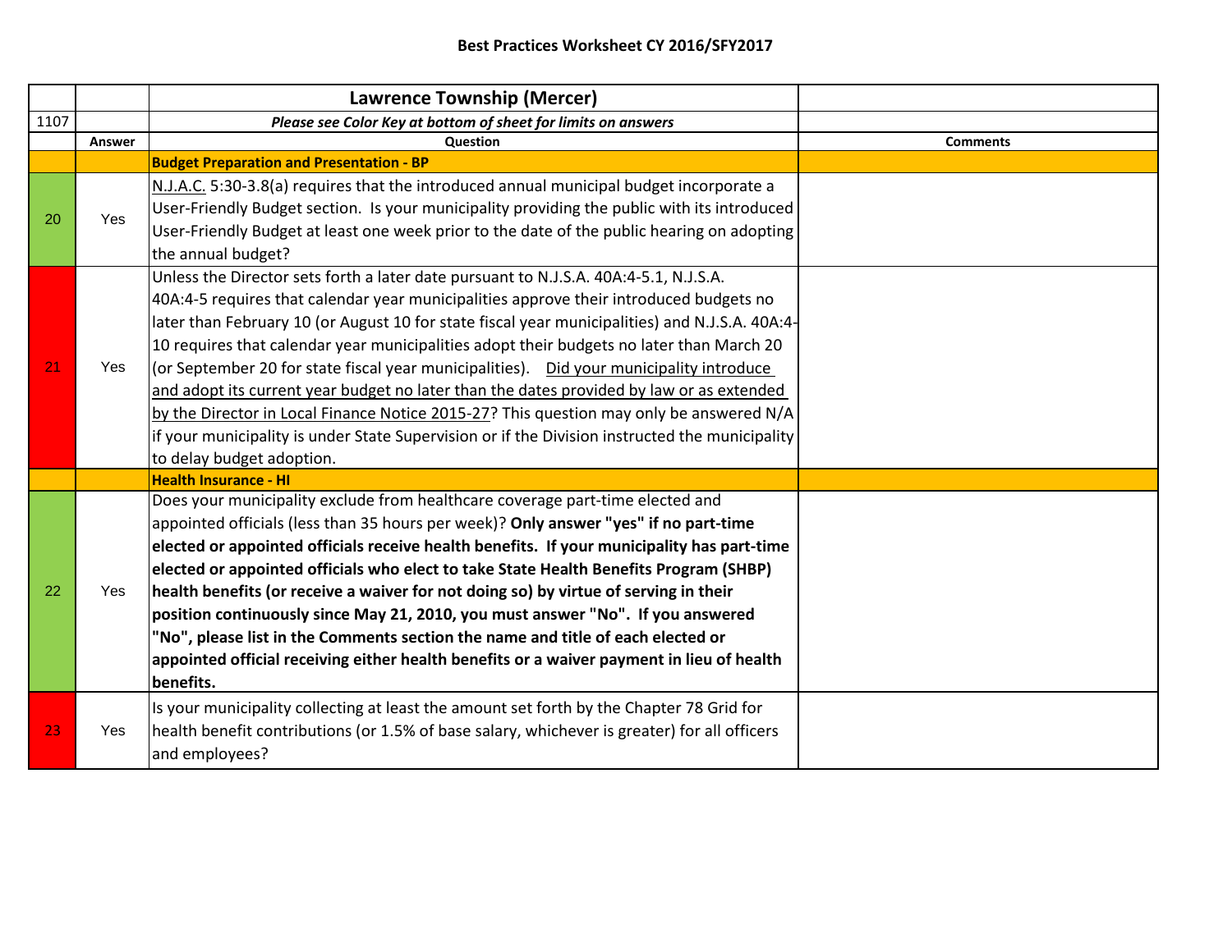**Best Practices Worksheet CY 2016/SFY2017**

| | | Lawrence Township (Mercer) | |
|---|---|---|---|
| 1107 | | *Please see Color Key at bottom of sheet for limits on answers* | |
| | **Answer** | **Question** | **Comments** |
| | | **Budget Preparation and Presentation - BP** | |
| 20 | Yes | N.J.A.C. 5:30-3.8(a) requires that the introduced annual municipal budget incorporate a User-Friendly Budget section. Is your municipality providing the public with its introduced User-Friendly Budget at least one week prior to the date of the public hearing on adopting the annual budget? | |
| 21 | Yes | Unless the Director sets forth a later date pursuant to N.J.S.A. 40A:4-5.1, N.J.S.A. 40A:4-5 requires that calendar year municipalities approve their introduced budgets no later than February 10 (or August 10 for state fiscal year municipalities) and N.J.S.A. 40A:4-10 requires that calendar year municipalities adopt their budgets no later than March 20 (or September 20 for state fiscal year municipalities). Did your municipality introduce and adopt its current year budget no later than the dates provided by law or as extended by the Director in Local Finance Notice 2015-27? This question may only be answered N/A if your municipality is under State Supervision or if the Division instructed the municipality to delay budget adoption. | |
| | | **Health Insurance - HI** | |
| 22 | Yes | Does your municipality exclude from healthcare coverage part-time elected and appointed officials (less than 35 hours per week)? **Only answer "yes" if no part-time elected or appointed officials receive health benefits. If your municipality has part-time elected or appointed officials who elect to take State Health Benefits Program (SHBP) health benefits (or receive a waiver for not doing so) by virtue of serving in their position continuously since May 21, 2010, you must answer "No". If you answered "No", please list in the Comments section the name and title of each elected or appointed official receiving either health benefits or a waiver payment in lieu of health benefits.** | |
| 23 | Yes | Is your municipality collecting at least the amount set forth by the Chapter 78 Grid for health benefit contributions (or 1.5% of base salary, whichever is greater) for all officers and employees? | |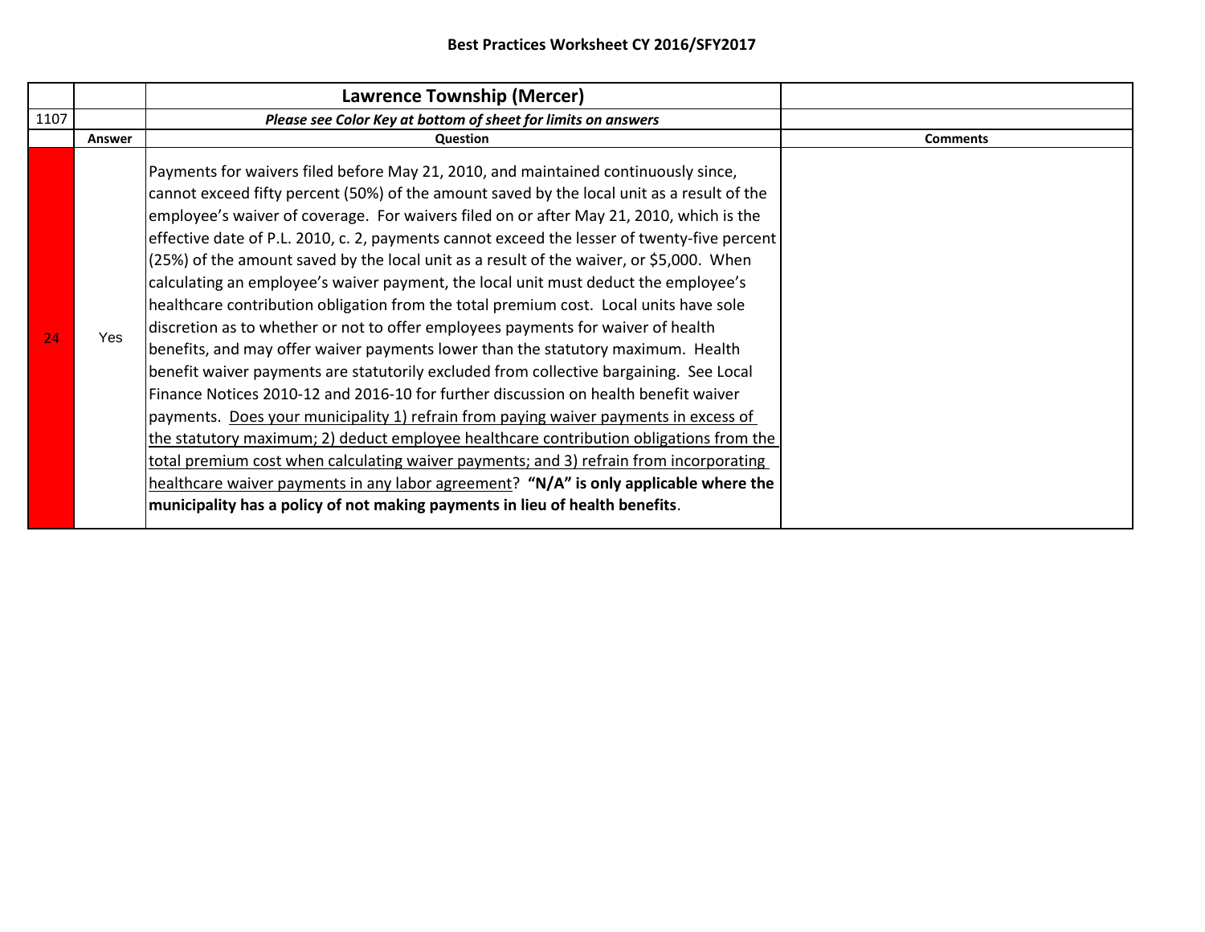**Best Practices Worksheet CY 2016/SFY2017**

| | | Lawrence Township (Mercer) | |
|---|---|---|---|
| 1107 | | *Please see Color Key at bottom of sheet for limits on answers* | |
| | **Answer** | **Question** | **Comments** |
| 24 | Yes | Payments for waivers filed before May 21, 2010, and maintained continuously since, cannot exceed fifty percent (50%) of the amount saved by the local unit as a result of the employee's waiver of coverage. For waivers filed on or after May 21, 2010, which is the effective date of P.L. 2010, c. 2, payments cannot exceed the lesser of twenty-five percent (25%) of the amount saved by the local unit as a result of the waiver, or $5,000. When calculating an employee's waiver payment, the local unit must deduct the employee's healthcare contribution obligation from the total premium cost. Local units have sole discretion as to whether or not to offer employees payments for waiver of health benefits, and may offer waiver payments lower than the statutory maximum. Health benefit waiver payments are statutorily excluded from collective bargaining. See Local Finance Notices 2010-12 and 2016-10 for further discussion on health benefit waiver payments. <u>Does your municipality 1) refrain from paying waiver payments in excess of the statutory maximum; 2) deduct employee healthcare contribution obligations from the total premium cost when calculating waiver payments; and 3) refrain from incorporating healthcare waiver payments in any labor agreement</u>? **"N/A" is only applicable where the municipality has a policy of not making payments in lieu of health benefits**. | |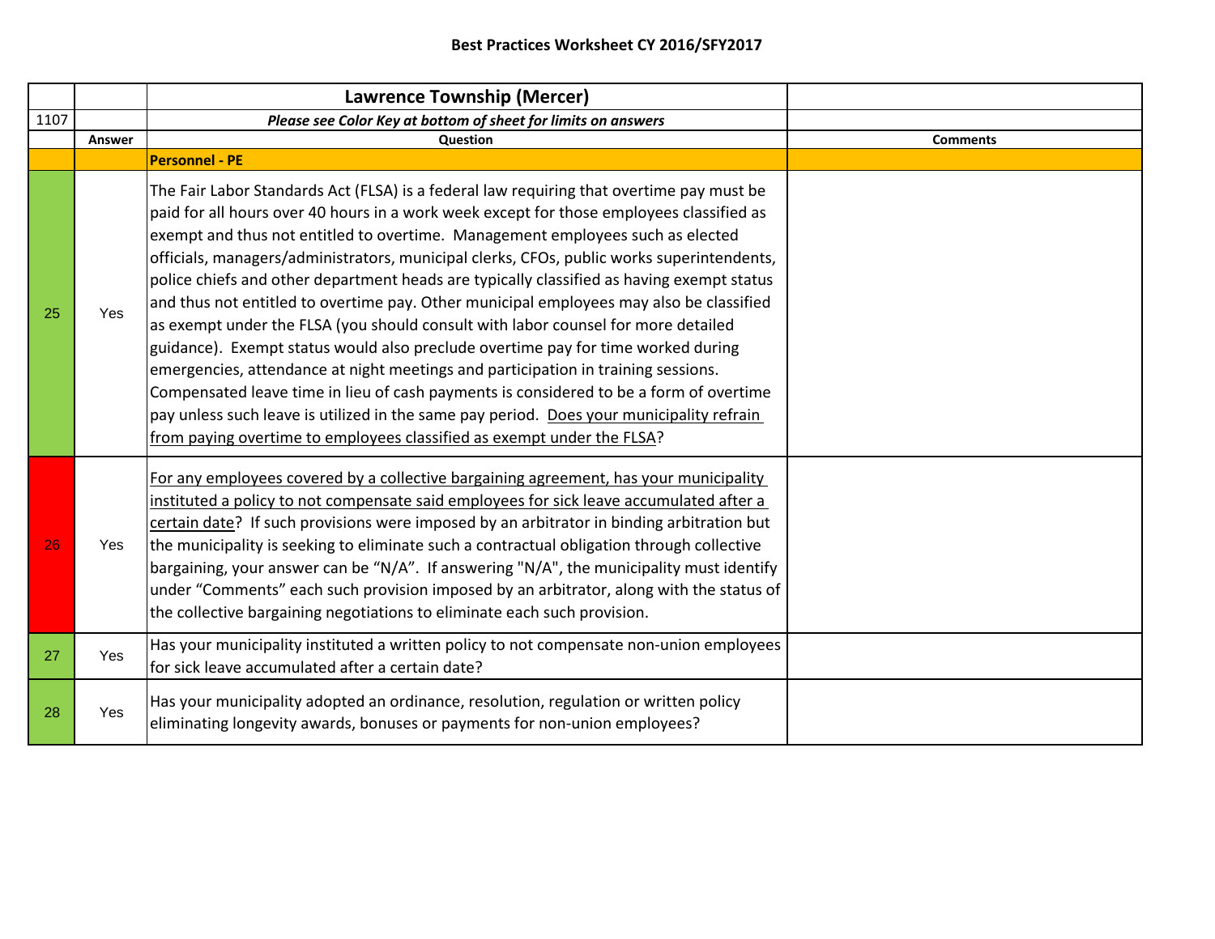**Best Practices Worksheet CY 2016/SFY2017**

| | | Lawrence Township (Mercer) | |
|---|---|---|---|
| 1107 | | ***Please see Color Key at bottom of sheet for limits on answers*** | |
| | **Answer** | **Question** | **Comments** |
| | | **Personnel - PE** | |
| 25 | Yes | The Fair Labor Standards Act (FLSA) is a federal law requiring that overtime pay must be paid for all hours over 40 hours in a work week except for those employees classified as exempt and thus not entitled to overtime. Management employees such as elected officials, managers/administrators, municipal clerks, CFOs, public works superintendents, police chiefs and other department heads are typically classified as having exempt status and thus not entitled to overtime pay. Other municipal employees may also be classified as exempt under the FLSA (you should consult with labor counsel for more detailed guidance). Exempt status would also preclude overtime pay for time worked during emergencies, attendance at night meetings and participation in training sessions. Compensated leave time in lieu of cash payments is considered to be a form of overtime pay unless such leave is utilized in the same pay period. Does your municipality refrain from paying overtime to employees classified as exempt under the FLSA? | |
| 26 | Yes | For any employees covered by a collective bargaining agreement, has your municipality instituted a policy to not compensate said employees for sick leave accumulated after a certain date? If such provisions were imposed by an arbitrator in binding arbitration but the municipality is seeking to eliminate such a contractual obligation through collective bargaining, your answer can be "N/A". If answering "N/A", the municipality must identify under "Comments" each such provision imposed by an arbitrator, along with the status of the collective bargaining negotiations to eliminate each such provision. | |
| 27 | Yes | Has your municipality instituted a written policy to not compensate non-union employees for sick leave accumulated after a certain date? | |
| 28 | Yes | Has your municipality adopted an ordinance, resolution, regulation or written policy eliminating longevity awards, bonuses or payments for non-union employees? | |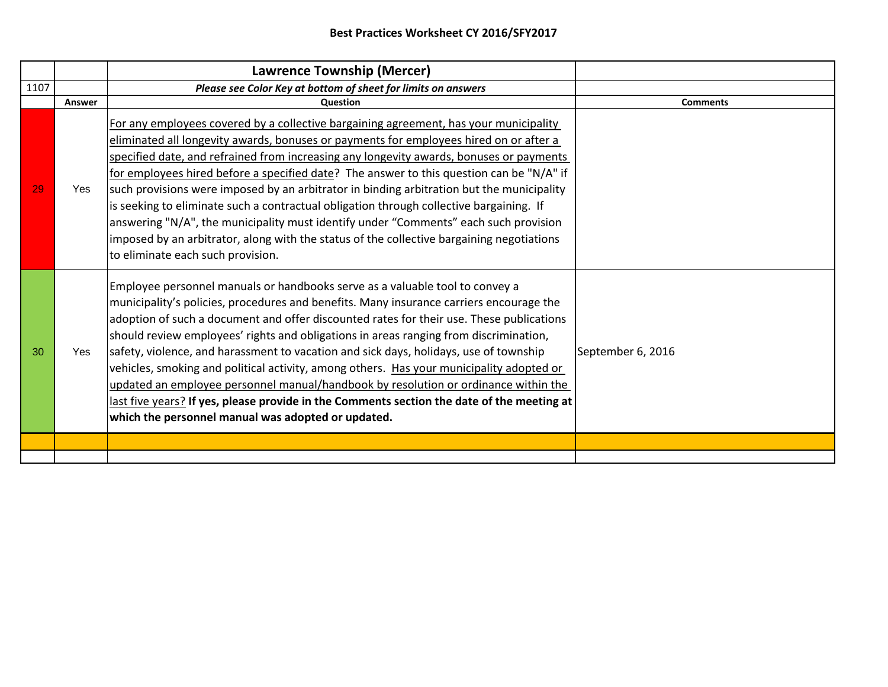**Best Practices Worksheet CY 2016/SFY2017**

| | | Lawrence Township (Mercer) | |
|---|---|---|---|
| 1107 | | ***Please see Color Key at bottom of sheet for limits on answers*** | |
| | **Answer** | **Question** | **Comments** |
| 29 | Yes | For any employees covered by a collective bargaining agreement, has your municipality eliminated all longevity awards, bonuses or payments for employees hired on or after a specified date, and refrained from increasing any longevity awards, bonuses or payments for employees hired before a specified date? The answer to this question can be "N/A" if such provisions were imposed by an arbitrator in binding arbitration but the municipality is seeking to eliminate such a contractual obligation through collective bargaining. If answering "N/A", the municipality must identify under "Comments" each such provision imposed by an arbitrator, along with the status of the collective bargaining negotiations to eliminate each such provision. | |
| 30 | Yes | Employee personnel manuals or handbooks serve as a valuable tool to convey a municipality's policies, procedures and benefits. Many insurance carriers encourage the adoption of such a document and offer discounted rates for their use. These publications should review employees' rights and obligations in areas ranging from discrimination, safety, violence, and harassment to vacation and sick days, holidays, use of township vehicles, smoking and political activity, among others. Has your municipality adopted or updated an employee personnel manual/handbook by resolution or ordinance within the last five years? **If yes, please provide in the Comments section the date of the meeting at which the personnel manual was adopted or updated.** | September 6, 2016 |
| | | | |
| | | | |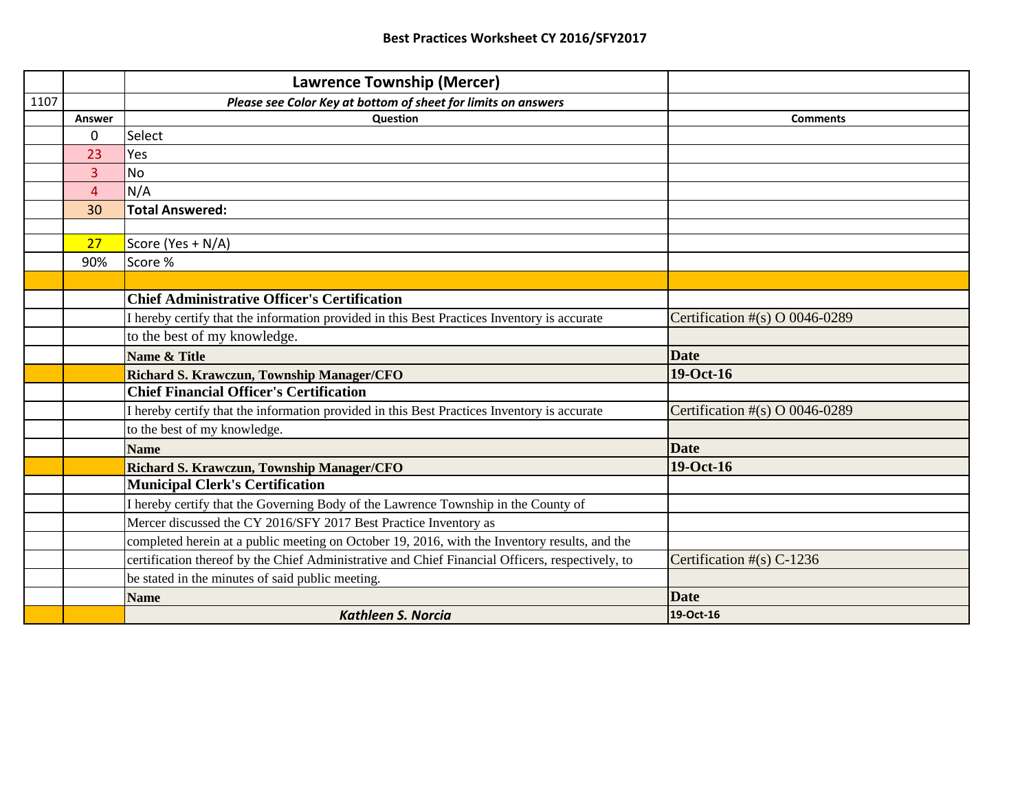## Best Practices Worksheet CY 2016/SFY2017

| | | Lawrence Township (Mercer) | |
|---|---|---|---|
| 1107 | | *Please see Color Key at bottom of sheet for limits on answers* | |
| | **Answer** | **Question** | **Comments** |
| | 0 | Select | |
| | 23 | Yes | |
| | 3 | No | |
| | 4 | N/A | |
| | 30 | **Total Answered:** | |
| | | | |
| | 27 | Score (Yes + N/A) | |
| | 90% | Score % | |
| | | | |
| | | **Chief Administrative Officer's Certification** | |
| | | I hereby certify that the information provided in this Best Practices Inventory is accurate | Certification #(s) O 0046-0289 |
| | | to the best of my knowledge. | |
| | | **Name & Title** | **Date** |
| | | **Richard S. Krawczun, Township Manager/CFO** | **19-Oct-16** |
| | | **Chief Financial Officer's Certification** | |
| | | I hereby certify that the information provided in this Best Practices Inventory is accurate | Certification #(s) O 0046-0289 |
| | | to the best of my knowledge. | |
| | | **Name** | **Date** |
| | | **Richard S. Krawczun, Township Manager/CFO** | **19-Oct-16** |
| | | **Municipal Clerk's Certification** | |
| | | I hereby certify that the Governing Body of the Lawrence Township in the County of | |
| | | Mercer discussed the CY 2016/SFY 2017 Best Practice Inventory as | |
| | | completed herein at a public meeting on October 19, 2016, with the Inventory results, and the | |
| | | certification thereof by the Chief Administrative and Chief Financial Officers, respectively, to | Certification #(s) C-1236 |
| | | be stated in the minutes of said public meeting. | |
| | | **Name** | **Date** |
| | | ***Kathleen S. Norcia*** | **19-Oct-16** |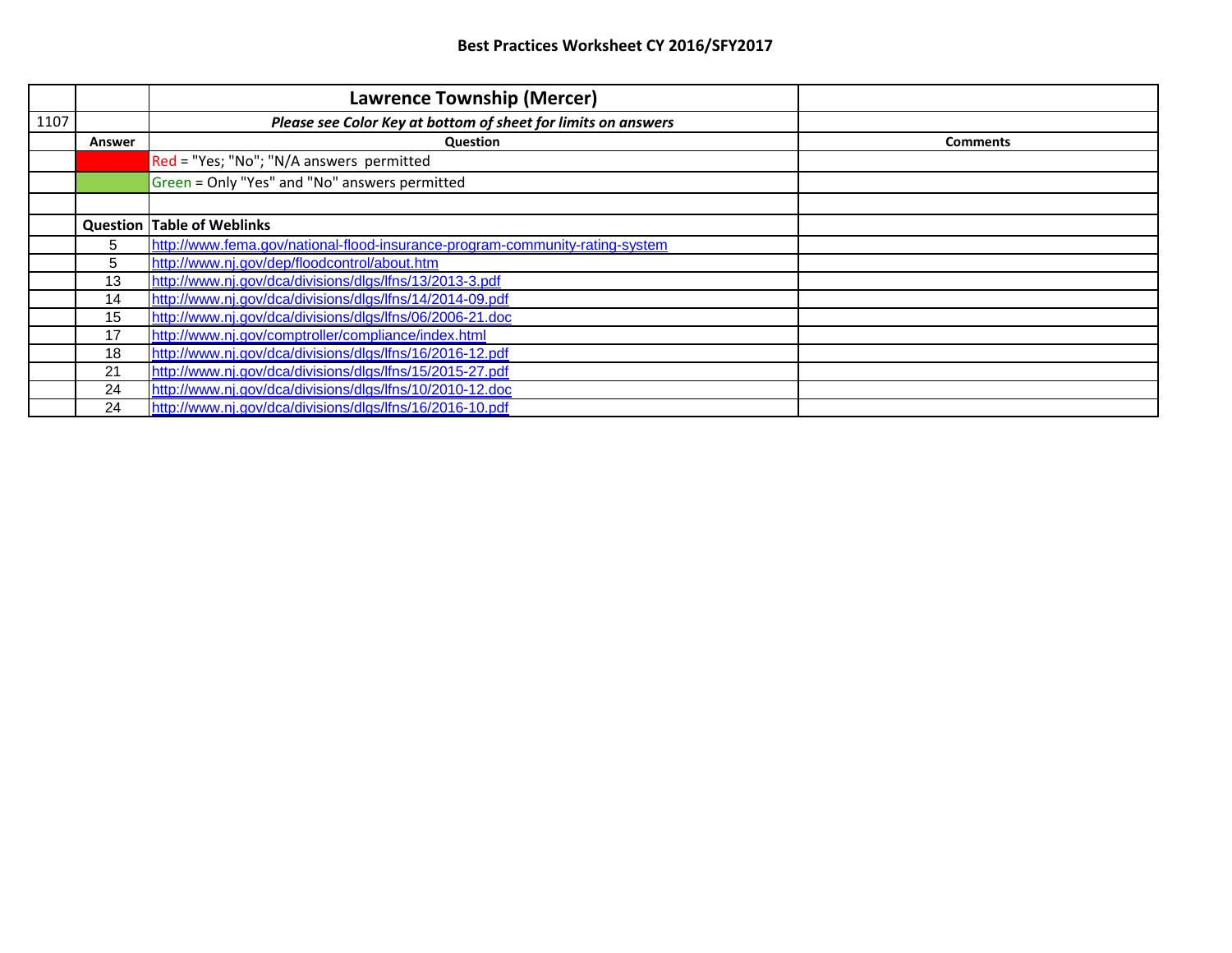## Best Practices Worksheet CY 2016/SFY2017

| | | | |
|---|---|---|---|
| | | **Lawrence Township (Mercer)** | |
| 1107 | | ***Please see Color Key at bottom of sheet for limits on answers*** | |
| | **Answer** | **Question** | **Comments** |
| | | Red = "Yes; "No"; "N/A answers permitted | |
| | | Green = Only "Yes" and "No" answers permitted | |
| | | | |
| | **Question** | **Table of Weblinks** | |
| | 5 | http://www.fema.gov/national-flood-insurance-program-community-rating-system | |
| | 5 | http://www.nj.gov/dep/floodcontrol/about.htm | |
| | 13 | http://www.nj.gov/dca/divisions/dlgs/lfns/13/2013-3.pdf | |
| | 14 | http://www.nj.gov/dca/divisions/dlgs/lfns/14/2014-09.pdf | |
| | 15 | http://www.nj.gov/dca/divisions/dlgs/lfns/06/2006-21.doc | |
| | 17 | http://www.nj.gov/comptroller/compliance/index.html | |
| | 18 | http://www.nj.gov/dca/divisions/dlgs/lfns/16/2016-12.pdf | |
| | 21 | http://www.nj.gov/dca/divisions/dlgs/lfns/15/2015-27.pdf | |
| | 24 | http://www.nj.gov/dca/divisions/dlgs/lfns/10/2010-12.doc | |
| | 24 | http://www.nj.gov/dca/divisions/dlgs/lfns/16/2016-10.pdf | |